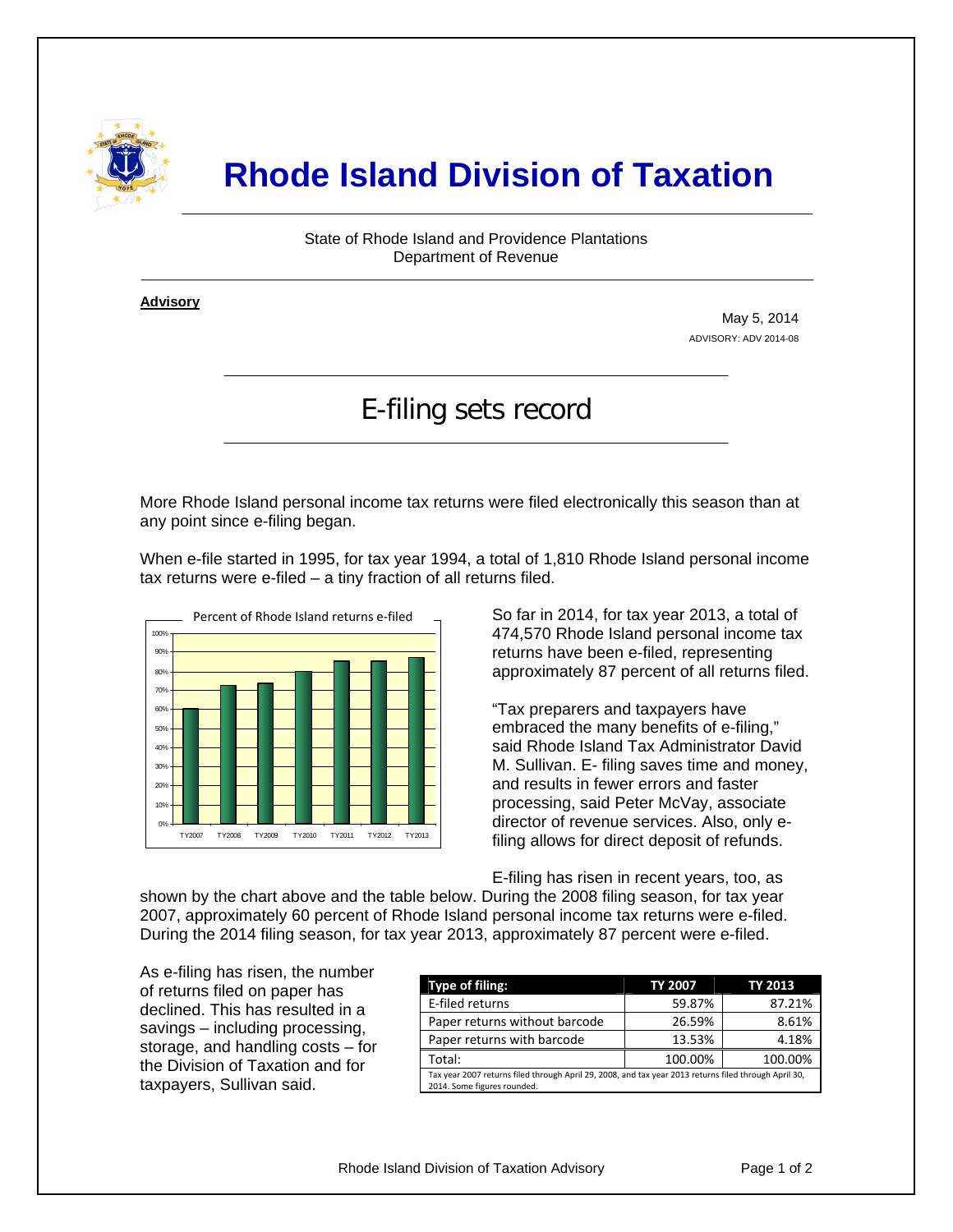# Rhode Island Division of Taxation

State of Rhode Island and Providence Plantations
Department of Revenue

**Advisory**

May 5, 2014
ADVISORY: ADV 2014-08

## E-filing sets record

More Rhode Island personal income tax returns were filed electronically this season than at any point since e-filing began.

When e-file started in 1995, for tax year 1994, a total of 1,810 Rhode Island personal income tax returns were e-filed – a tiny fraction of all returns filed.

Percent of Rhode Island returns e-filed

So far in 2014, for tax year 2013, a total of 474,570 Rhode Island personal income tax returns have been e-filed, representing approximately 87 percent of all returns filed.

"Tax preparers and taxpayers have embraced the many benefits of e-filing," said Rhode Island Tax Administrator David M. Sullivan. E- filing saves time and money, and results in fewer errors and faster processing, said Peter McVay, associate director of revenue services. Also, only e-filing allows for direct deposit of refunds.

E-filing has risen in recent years, too, as shown by the chart above and the table below. During the 2008 filing season, for tax year 2007, approximately 60 percent of Rhode Island personal income tax returns were e-filed. During the 2014 filing season, for tax year 2013, approximately 87 percent were e-filed.

As e-filing has risen, the number of returns filed on paper has declined. This has resulted in a savings – including processing, storage, and handling costs – for the Division of Taxation and for taxpayers, Sullivan said.

| Type of filing: | TY 2007 | TY 2013 |
|---|---|---|
| E-filed returns | 59.87% | 87.21% |
| Paper returns without barcode | 26.59% | 8.61% |
| Paper returns with barcode | 13.53% | 4.18% |
| Total: | 100.00% | 100.00% |

Tax year 2007 returns filed through April 29, 2008, and tax year 2013 returns filed through April 30, 2014. Some figures rounded.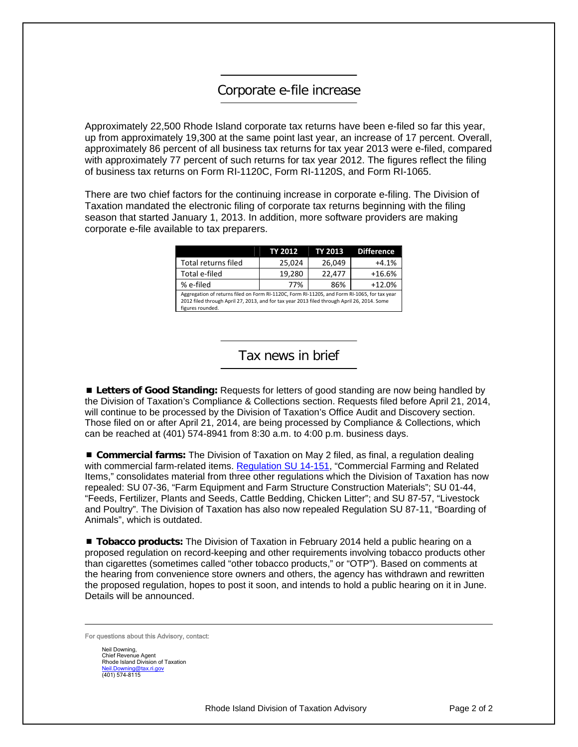## Corporate e-file increase

Approximately 22,500 Rhode Island corporate tax returns have been e-filed so far this year, up from approximately 19,300 at the same point last year, an increase of 17 percent. Overall, approximately 86 percent of all business tax returns for tax year 2013 were e-filed, compared with approximately 77 percent of such returns for tax year 2012. The figures reflect the filing of business tax returns on Form RI-1120C, Form RI-1120S, and Form RI-1065.

There are two chief factors for the continuing increase in corporate e-filing. The Division of Taxation mandated the electronic filing of corporate tax returns beginning with the filing season that started January 1, 2013. In addition, more software providers are making corporate e-file available to tax preparers.

| | TY 2012 | TY 2013 | Difference |
|---|---|---|---|
| Total returns filed | 25,024 | 26,049 | +4.1% |
| Total e-filed | 19,280 | 22,477 | +16.6% |
| % e-filed | 77% | 86% | +12.0% |

Aggregation of returns filed on Form RI-1120C, Form RI-1120S, and Form RI-1065, for tax year 2012 filed through April 27, 2013, and for tax year 2013 filed through April 26, 2014. Some figures rounded.

## Tax news in brief

■ **Letters of Good Standing:** Requests for letters of good standing are now being handled by the Division of Taxation's Compliance & Collections section. Requests filed before April 21, 2014, will continue to be processed by the Division of Taxation's Office Audit and Discovery section. Those filed on or after April 21, 2014, are being processed by Compliance & Collections, which can be reached at (401) 574-8941 from 8:30 a.m. to 4:00 p.m. business days.

■ **Commercial farms:** The Division of Taxation on May 2 filed, as final, a regulation dealing with commercial farm-related items. Regulation SU 14-151, "Commercial Farming and Related Items," consolidates material from three other regulations which the Division of Taxation has now repealed: SU 07-36, "Farm Equipment and Farm Structure Construction Materials"; SU 01-44, "Feeds, Fertilizer, Plants and Seeds, Cattle Bedding, Chicken Litter"; and SU 87-57, "Livestock and Poultry". The Division of Taxation has also now repealed Regulation SU 87-11, "Boarding of Animals", which is outdated.

■ **Tobacco products:** The Division of Taxation in February 2014 held a public hearing on a proposed regulation on record-keeping and other requirements involving tobacco products other than cigarettes (sometimes called "other tobacco products," or "OTP"). Based on comments at the hearing from convenience store owners and others, the agency has withdrawn and rewritten the proposed regulation, hopes to post it soon, and intends to hold a public hearing on it in June. Details will be announced.

---

For questions about this Advisory, contact:

Neil Downing,
Chief Revenue Agent
Rhode Island Division of Taxation
Neil.Downing@tax.ri.gov
(401) 574-8115